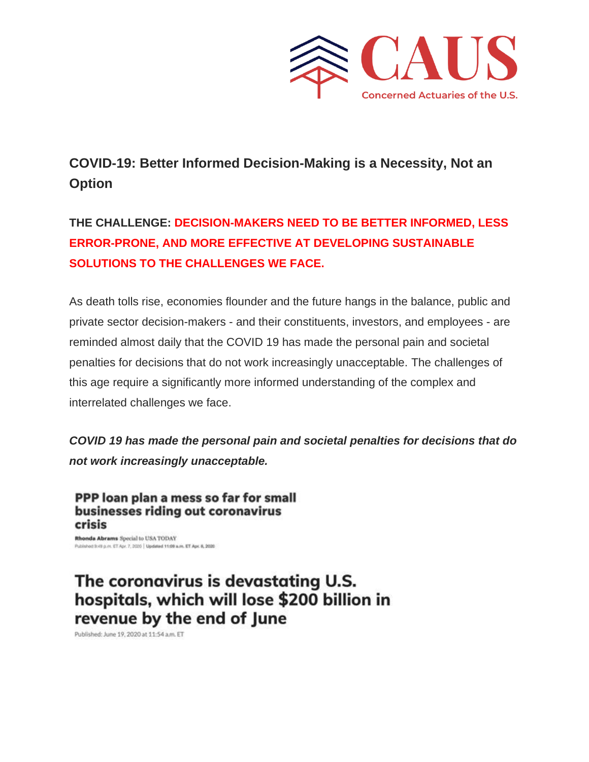CAUS

Concerned Actuaries of the U.S.

## COVID-19: Better Informed Decision-Making is a Necessity, Not an Option

**THE CHALLENGE: DECISION-MAKERS NEED TO BE BETTER INFORMED, LESS ERROR-PRONE, AND MORE EFFECTIVE AT DEVELOPING SUSTAINABLE SOLUTIONS TO THE CHALLENGES WE FACE.**

As death tolls rise, economies flounder and the future hangs in the balance, public and private sector decision-makers - and their constituents, investors, and employees - are reminded almost daily that the COVID 19 has made the personal pain and societal penalties for decisions that do not work increasingly unacceptable. The challenges of this age require a significantly more informed understanding of the complex and interrelated challenges we face.

***COVID 19 has made the personal pain and societal penalties for decisions that do not work increasingly unacceptable.***

**PPP loan plan a mess so far for small businesses riding out coronavirus crisis**

Rhonda Abrams Special to USA TODAY
Published 8:49 p.m. ET Apr. 7, 2020 | Updated 11:08 a.m. ET Apr. 8, 2020

**The coronavirus is devastating U.S. hospitals, which will lose $200 billion in revenue by the end of June**

Published: June 19, 2020 at 11:54 a.m. ET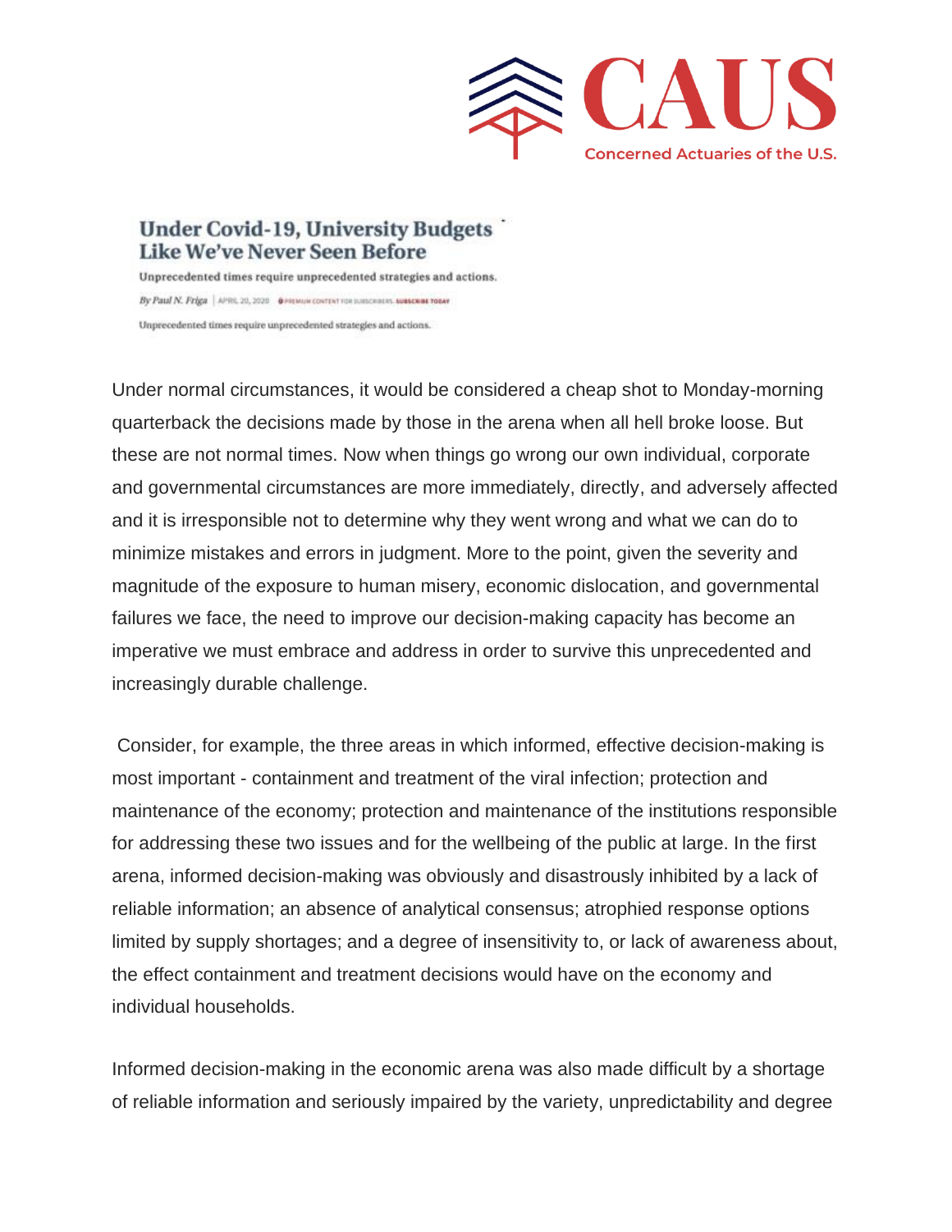**Under Covid-19, University Budgets Like We've Never Seen Before**

Unprecedented times require unprecedented strategies and actions.

*By Paul N. Friga* | APRIL 20, 2020 PREMIUM CONTENT FOR SUBSCRIBERS. SUBSCRIBE TODAY

Unprecedented times require unprecedented strategies and actions.

Under normal circumstances, it would be considered a cheap shot to Monday-morning quarterback the decisions made by those in the arena when all hell broke loose. But these are not normal times. Now when things go wrong our own individual, corporate and governmental circumstances are more immediately, directly, and adversely affected and it is irresponsible not to determine why they went wrong and what we can do to minimize mistakes and errors in judgment. More to the point, given the severity and magnitude of the exposure to human misery, economic dislocation, and governmental failures we face, the need to improve our decision-making capacity has become an imperative we must embrace and address in order to survive this unprecedented and increasingly durable challenge.

Consider, for example, the three areas in which informed, effective decision-making is most important - containment and treatment of the viral infection; protection and maintenance of the economy; protection and maintenance of the institutions responsible for addressing these two issues and for the wellbeing of the public at large. In the first arena, informed decision-making was obviously and disastrously inhibited by a lack of reliable information; an absence of analytical consensus; atrophied response options limited by supply shortages; and a degree of insensitivity to, or lack of awareness about, the effect containment and treatment decisions would have on the economy and individual households.

Informed decision-making in the economic arena was also made difficult by a shortage of reliable information and seriously impaired by the variety, unpredictability and degree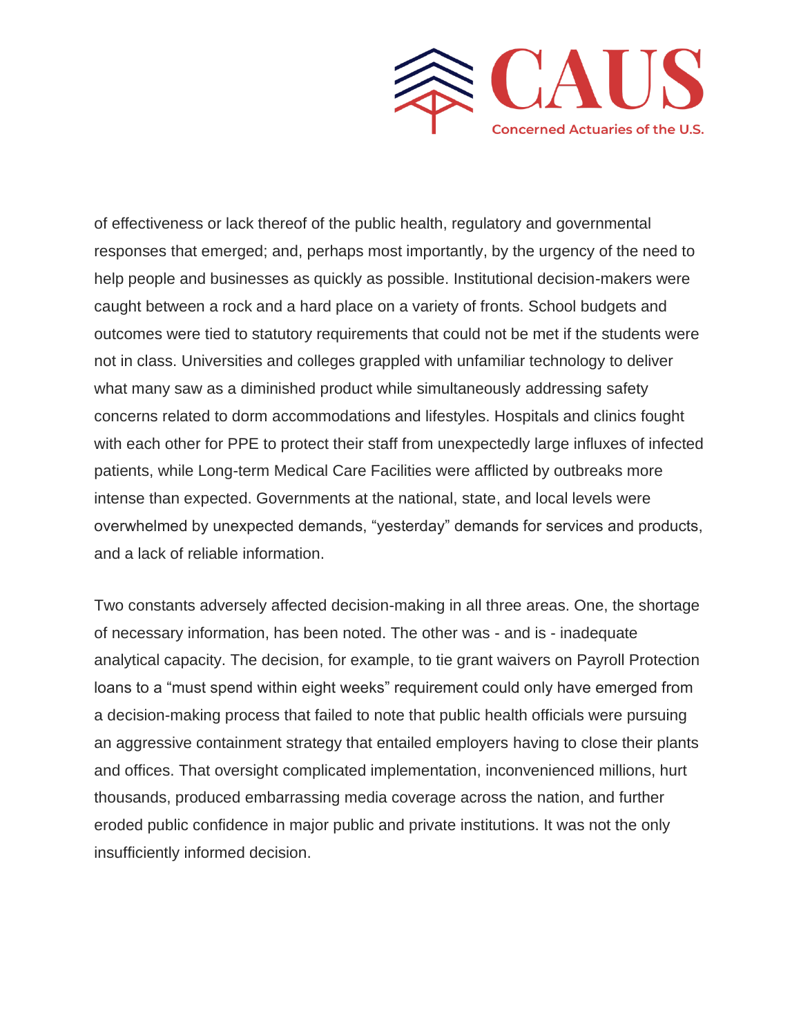of effectiveness or lack thereof of the public health, regulatory and governmental responses that emerged; and, perhaps most importantly, by the urgency of the need to help people and businesses as quickly as possible. Institutional decision-makers were caught between a rock and a hard place on a variety of fronts. School budgets and outcomes were tied to statutory requirements that could not be met if the students were not in class. Universities and colleges grappled with unfamiliar technology to deliver what many saw as a diminished product while simultaneously addressing safety concerns related to dorm accommodations and lifestyles. Hospitals and clinics fought with each other for PPE to protect their staff from unexpectedly large influxes of infected patients, while Long-term Medical Care Facilities were afflicted by outbreaks more intense than expected. Governments at the national, state, and local levels were overwhelmed by unexpected demands, "yesterday" demands for services and products, and a lack of reliable information.

Two constants adversely affected decision-making in all three areas. One, the shortage of necessary information, has been noted. The other was - and is - inadequate analytical capacity. The decision, for example, to tie grant waivers on Payroll Protection loans to a "must spend within eight weeks" requirement could only have emerged from a decision-making process that failed to note that public health officials were pursuing an aggressive containment strategy that entailed employers having to close their plants and offices. That oversight complicated implementation, inconvenienced millions, hurt thousands, produced embarrassing media coverage across the nation, and further eroded public confidence in major public and private institutions. It was not the only insufficiently informed decision.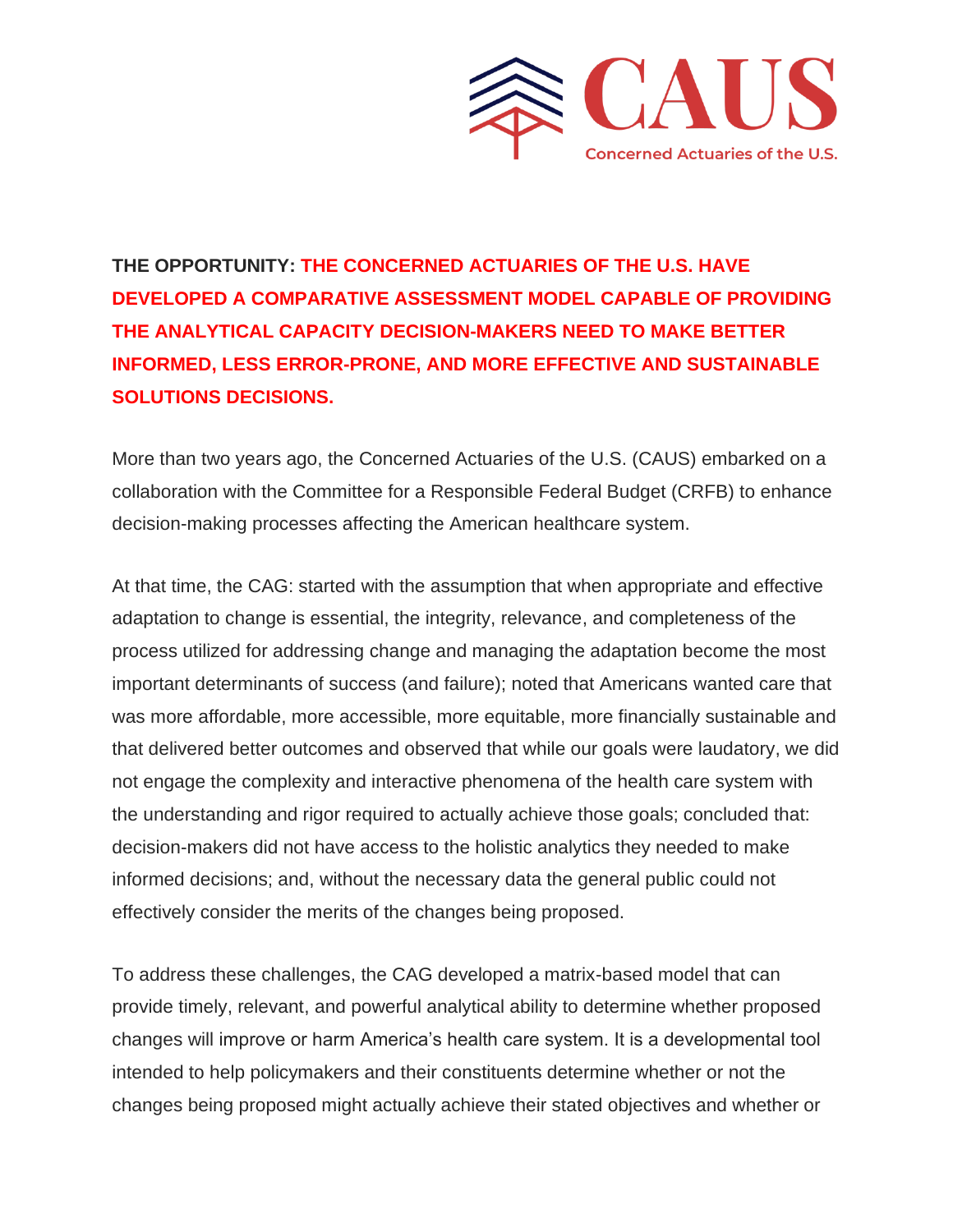**THE OPPORTUNITY: THE CONCERNED ACTUARIES OF THE U.S. HAVE DEVELOPED A COMPARATIVE ASSESSMENT MODEL CAPABLE OF PROVIDING THE ANALYTICAL CAPACITY DECISION-MAKERS NEED TO MAKE BETTER INFORMED, LESS ERROR-PRONE, AND MORE EFFECTIVE AND SUSTAINABLE SOLUTIONS DECISIONS.**

More than two years ago, the Concerned Actuaries of the U.S. (CAUS) embarked on a collaboration with the Committee for a Responsible Federal Budget (CRFB) to enhance decision-making processes affecting the American healthcare system.

At that time, the CAG: started with the assumption that when appropriate and effective adaptation to change is essential, the integrity, relevance, and completeness of the process utilized for addressing change and managing the adaptation become the most important determinants of success (and failure); noted that Americans wanted care that was more affordable, more accessible, more equitable, more financially sustainable and that delivered better outcomes and observed that while our goals were laudatory, we did not engage the complexity and interactive phenomena of the health care system with the understanding and rigor required to actually achieve those goals; concluded that: decision-makers did not have access to the holistic analytics they needed to make informed decisions; and, without the necessary data the general public could not effectively consider the merits of the changes being proposed.

To address these challenges, the CAG developed a matrix-based model that can provide timely, relevant, and powerful analytical ability to determine whether proposed changes will improve or harm America's health care system. It is a developmental tool intended to help policymakers and their constituents determine whether or not the changes being proposed might actually achieve their stated objectives and whether or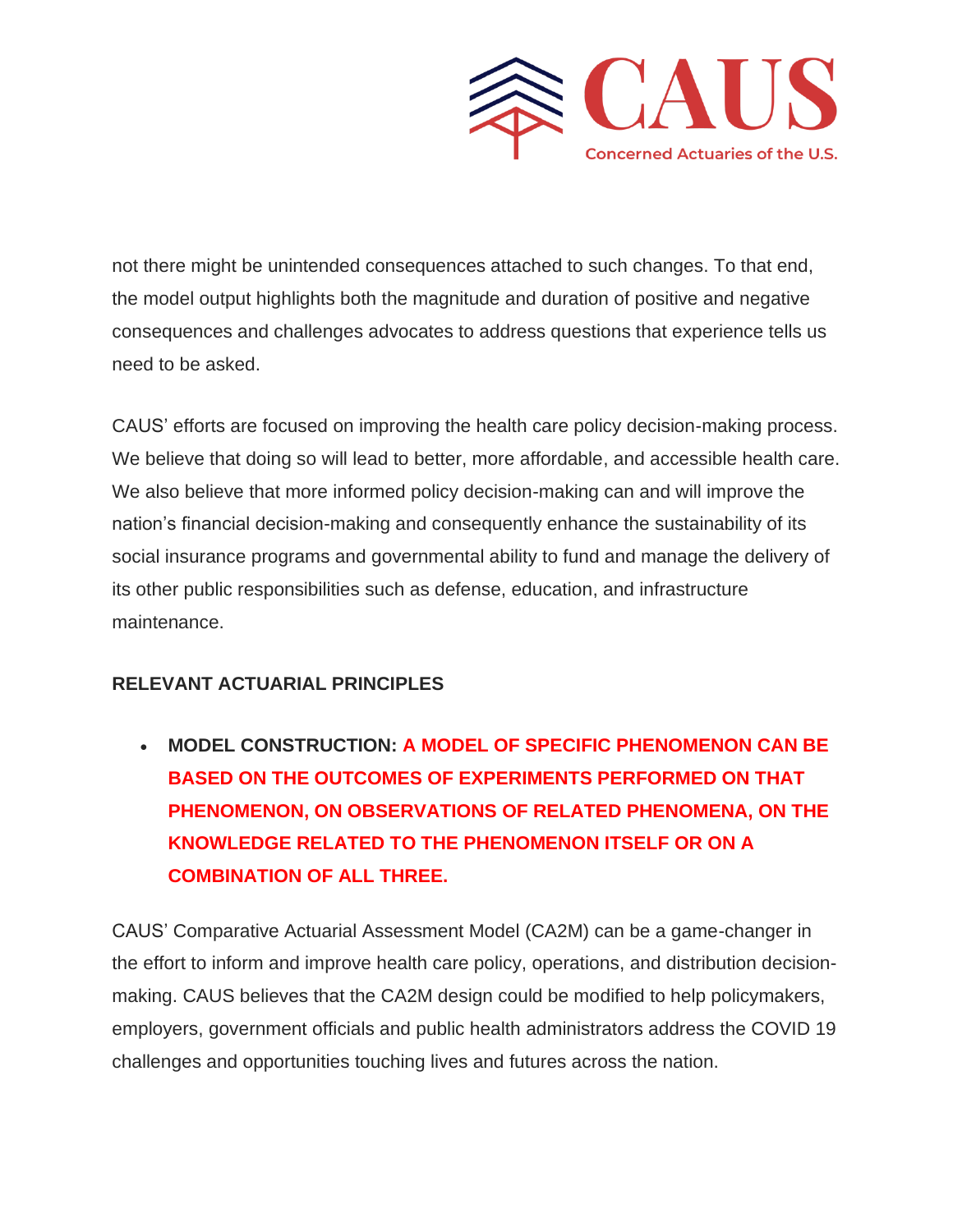not there might be unintended consequences attached to such changes. To that end, the model output highlights both the magnitude and duration of positive and negative consequences and challenges advocates to address questions that experience tells us need to be asked.

CAUS' efforts are focused on improving the health care policy decision-making process. We believe that doing so will lead to better, more affordable, and accessible health care. We also believe that more informed policy decision-making can and will improve the nation's financial decision-making and consequently enhance the sustainability of its social insurance programs and governmental ability to fund and manage the delivery of its other public responsibilities such as defense, education, and infrastructure maintenance.

## RELEVANT ACTUARIAL PRINCIPLES

- **MODEL CONSTRUCTION: A MODEL OF SPECIFIC PHENOMENON CAN BE BASED ON THE OUTCOMES OF EXPERIMENTS PERFORMED ON THAT PHENOMENON, ON OBSERVATIONS OF RELATED PHENOMENA, ON THE KNOWLEDGE RELATED TO THE PHENOMENON ITSELF OR ON A COMBINATION OF ALL THREE.**

CAUS' Comparative Actuarial Assessment Model (CA2M) can be a game-changer in the effort to inform and improve health care policy, operations, and distribution decision-making. CAUS believes that the CA2M design could be modified to help policymakers, employers, government officials and public health administrators address the COVID 19 challenges and opportunities touching lives and futures across the nation.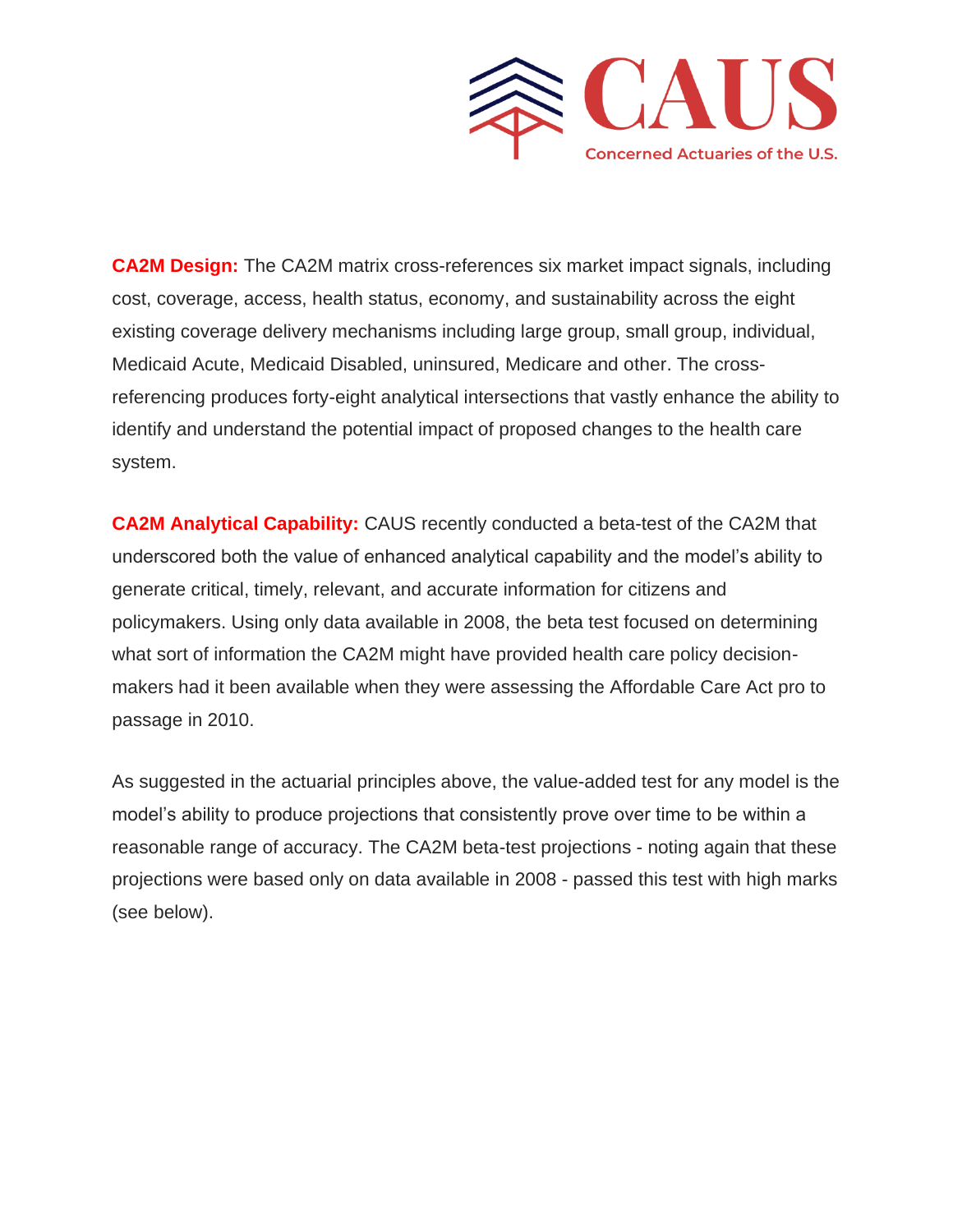**CA2M Design:** The CA2M matrix cross-references six market impact signals, including cost, coverage, access, health status, economy, and sustainability across the eight existing coverage delivery mechanisms including large group, small group, individual, Medicaid Acute, Medicaid Disabled, uninsured, Medicare and other. The cross-referencing produces forty-eight analytical intersections that vastly enhance the ability to identify and understand the potential impact of proposed changes to the health care system.

**CA2M Analytical Capability:** CAUS recently conducted a beta-test of the CA2M that underscored both the value of enhanced analytical capability and the model's ability to generate critical, timely, relevant, and accurate information for citizens and policymakers. Using only data available in 2008, the beta test focused on determining what sort of information the CA2M might have provided health care policy decision-makers had it been available when they were assessing the Affordable Care Act pro to passage in 2010.

As suggested in the actuarial principles above, the value-added test for any model is the model's ability to produce projections that consistently prove over time to be within a reasonable range of accuracy. The CA2M beta-test projections - noting again that these projections were based only on data available in 2008 - passed this test with high marks (see below).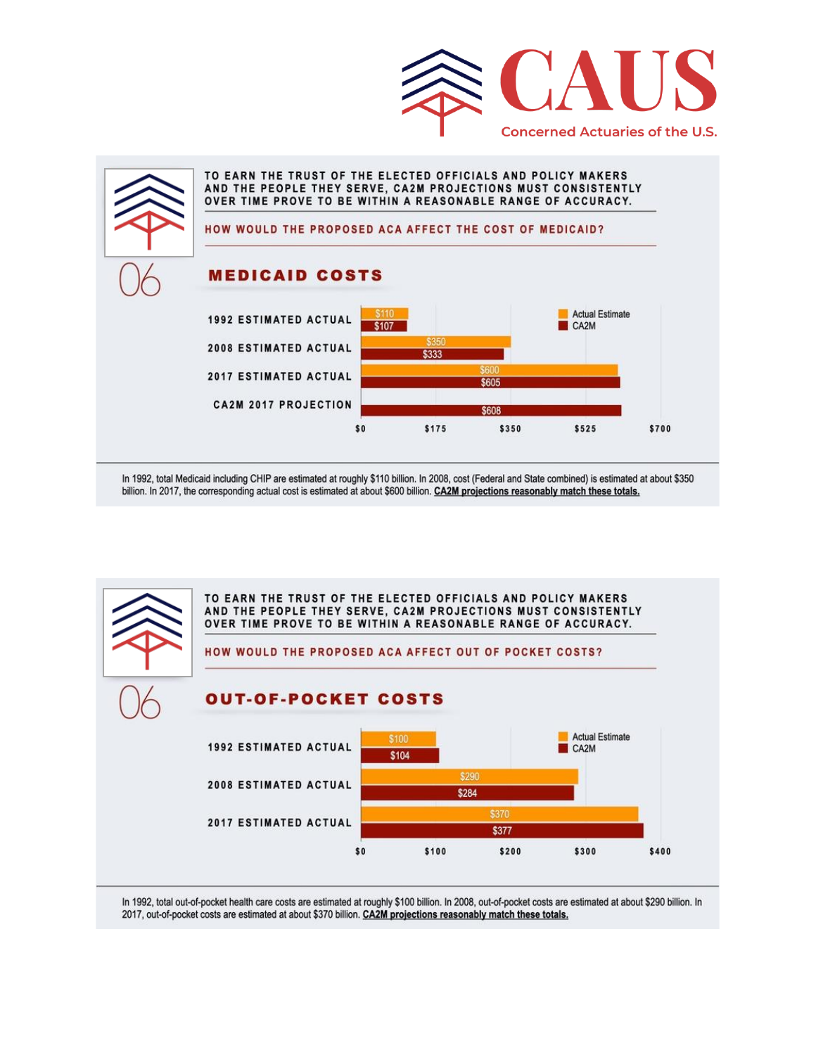# CAUS

Concerned Actuaries of the U.S.

TO EARN THE TRUST OF THE ELECTED OFFICIALS AND POLICY MAKERS AND THE PEOPLE THEY SERVE, CA2M PROJECTIONS MUST CONSISTENTLY OVER TIME PROVE TO BE WITHIN A REASONABLE RANGE OF ACCURACY.

HOW WOULD THE PROPOSED ACA AFFECT THE COST OF MEDICAID?

06

## MEDICAID COSTS

| | Actual Estimate | CA2M |
|---|---|---|
| 1992 ESTIMATED ACTUAL | $110 | $107 |
| 2008 ESTIMATED ACTUAL | $350 | $333 |
| 2017 ESTIMATED ACTUAL | $600 | $605 |
| CA2M 2017 PROJECTION | | $608 |

In 1992, total Medicaid including CHIP are estimated at roughly $110 billion. In 2008, cost (Federal and State combined) is estimated at about $350 billion. In 2017, the corresponding actual cost is estimated at about $600 billion. **CA2M projections reasonably match these totals.**

TO EARN THE TRUST OF THE ELECTED OFFICIALS AND POLICY MAKERS AND THE PEOPLE THEY SERVE, CA2M PROJECTIONS MUST CONSISTENTLY OVER TIME PROVE TO BE WITHIN A REASONABLE RANGE OF ACCURACY.

HOW WOULD THE PROPOSED ACA AFFECT OUT OF POCKET COSTS?

06

## OUT-OF-POCKET COSTS

| | Actual Estimate | CA2M |
|---|---|---|
| 1992 ESTIMATED ACTUAL | $100 | $104 |
| 2008 ESTIMATED ACTUAL | $290 | $284 |
| 2017 ESTIMATED ACTUAL | $370 | $377 |

In 1992, total out-of-pocket health care costs are estimated at roughly $100 billion. In 2008, out-of-pocket costs are estimated at about $290 billion. In 2017, out-of-pocket costs are estimated at about $370 billion. **CA2M projections reasonably match these totals.**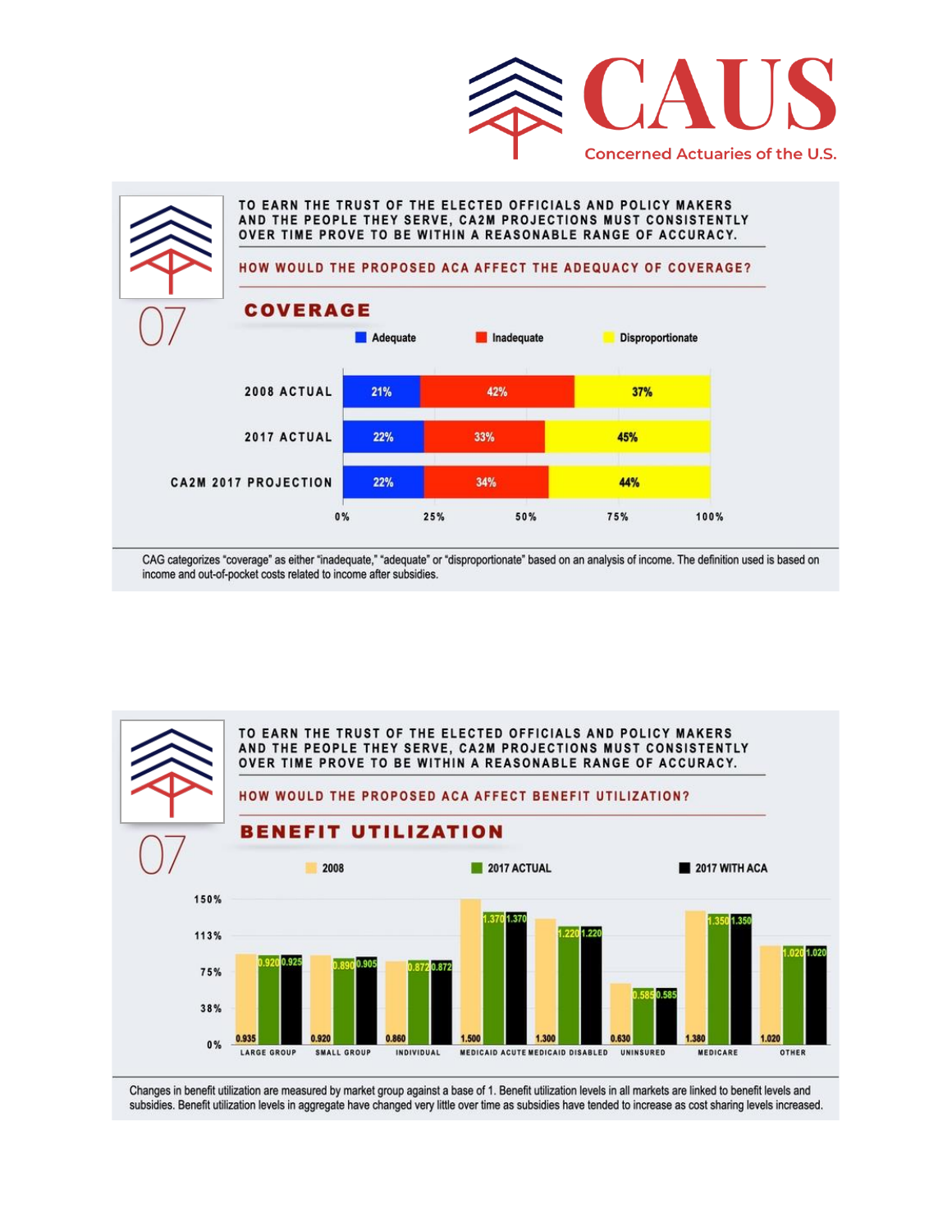# CAUS

Concerned Actuaries of the U.S.

07

TO EARN THE TRUST OF THE ELECTED OFFICIALS AND POLICY MAKERS AND THE PEOPLE THEY SERVE, CA2M PROJECTIONS MUST CONSISTENTLY OVER TIME PROVE TO BE WITHIN A REASONABLE RANGE OF ACCURACY.

HOW WOULD THE PROPOSED ACA AFFECT THE ADEQUACY OF COVERAGE?

## COVERAGE

| | Adequate | Inadequate | Disproportionate |
|---|---|---|---|
| 2008 ACTUAL | 21% | 42% | 37% |
| 2017 ACTUAL | 22% | 33% | 45% |
| CA2M 2017 PROJECTION | 22% | 34% | 44% |

CAG categorizes "coverage" as either "inadequate," "adequate" or "disproportionate" based on an analysis of income. The definition used is based on income and out-of-pocket costs related to income after subsidies.

07

TO EARN THE TRUST OF THE ELECTED OFFICIALS AND POLICY MAKERS AND THE PEOPLE THEY SERVE, CA2M PROJECTIONS MUST CONSISTENTLY OVER TIME PROVE TO BE WITHIN A REASONABLE RANGE OF ACCURACY.

HOW WOULD THE PROPOSED ACA AFFECT BENEFIT UTILIZATION?

## BENEFIT UTILIZATION

| | 2008 | 2017 ACTUAL | 2017 WITH ACA |
|---|---|---|---|
| LARGE GROUP | 0.935 | 0.920 | 0.925 |
| SMALL GROUP | 0.920 | 0.890 | 0.905 |
| INDIVIDUAL | 0.860 | 0.872 | 0.872 |
| MEDICAID ACUTE | 1.500 | 1.370 | 1.370 |
| MEDICAID DISABLED | 1.300 | 1.220 | 1.220 |
| UNINSURED | 0.630 | 0.585 | 0.585 |
| MEDICARE | 1.380 | 1.350 | 1.350 |
| OTHER | 1.020 | 1.020 | 1.020 |

Changes in benefit utilization are measured by market group against a base of 1. Benefit utilization levels in all markets are linked to benefit levels and subsidies. Benefit utilization levels in aggregate have changed very little over time as subsidies have tended to increase as cost sharing levels increased.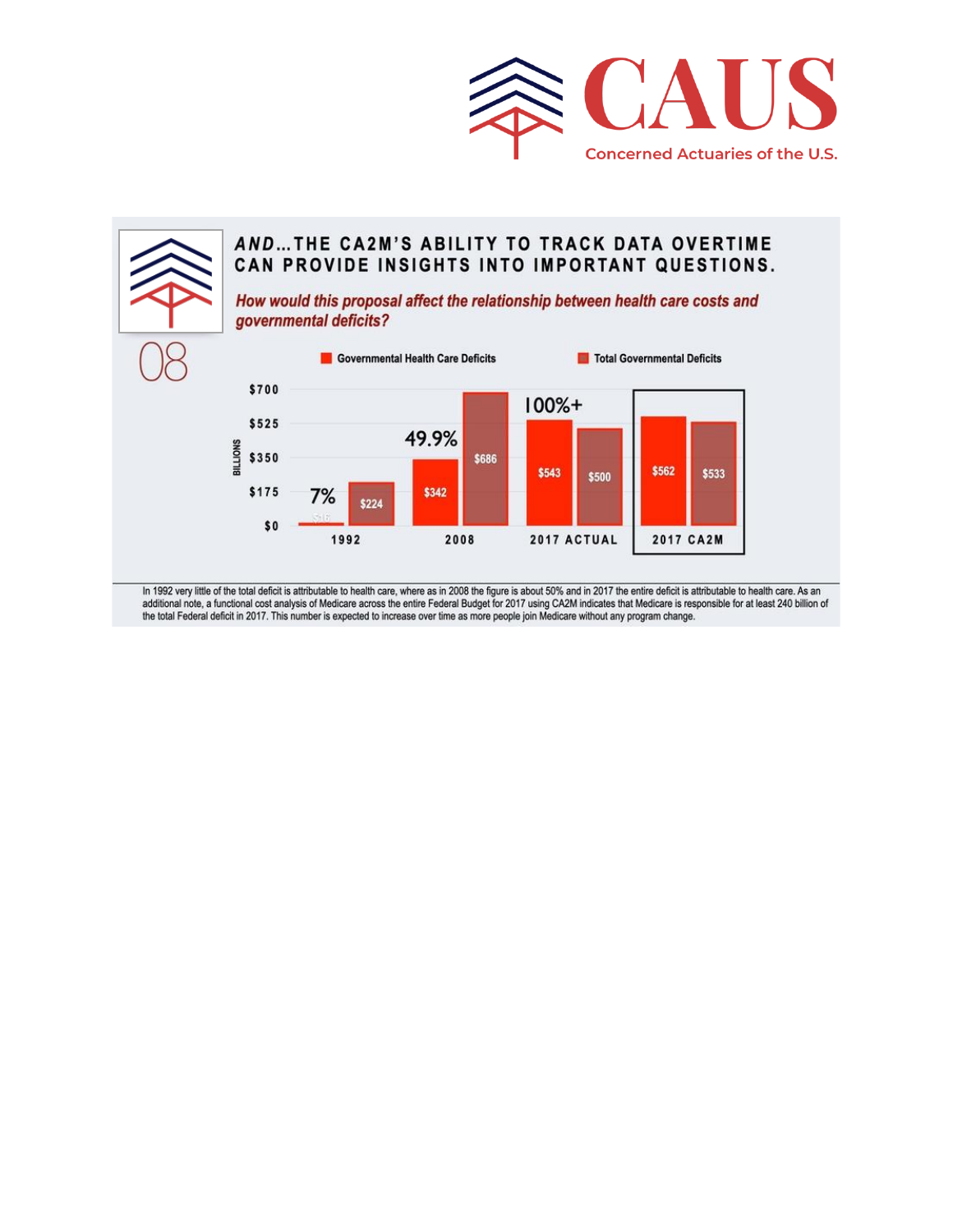CAUS

Concerned Actuaries of the U.S.

08

***AND*...THE CA2M'S ABILITY TO TRACK DATA OVERTIME CAN PROVIDE INSIGHTS INTO IMPORTANT QUESTIONS.**

***How would this proposal affect the relationship between health care costs and governmental deficits?***

Governmental Health Care Deficits

Total Governmental Deficits

BILLIONS

$700

$525

$350

$175

$0

7%

$16

$224

1992

49.9%

$342

$686

2008

100%+

$543

$500

2017 ACTUAL

$562

$533

2017 CA2M

In 1992 very little of the total deficit is attributable to health care, where as in 2008 the figure is about 50% and in 2017 the entire deficit is attributable to health care. As an additional note, a functional cost analysis of Medicare across the entire Federal Budget for 2017 using CA2M indicates that Medicare is responsible for at least 240 billion of the total Federal deficit in 2017. This number is expected to increase over time as more people join Medicare without any program change.